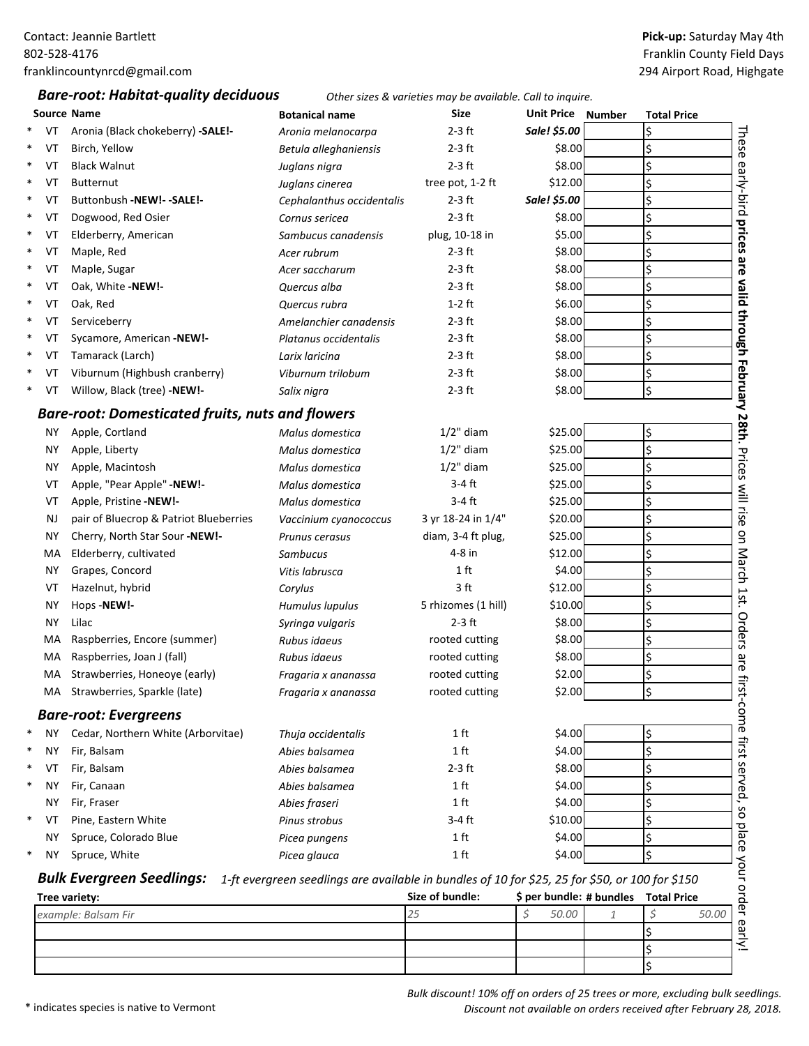Contact: Jeannie Bartlett
802-528-4176
franklincountynrcd@gmail.com

**Pick-up:** Saturday May 4th
Franklin County Field Days
294 Airport Road, Highgate

### *Bare-root: Habitat-quality deciduous*

*Other sizes & varieties may be available. Call to inquire.*

| | Source | Name | Botanical name | Size | Unit Price | Number | Total Price |
|---|---|---|---|---|---|---|---|
| * | VT | Aronia (Black chokeberry) **-SALE!-** | *Aronia melanocarpa* | 2-3 ft | ***Sale! $5.00*** | | $ |
| * | VT | Birch, Yellow | *Betula alleghaniensis* | 2-3 ft | $8.00 | | $ |
| * | VT | Black Walnut | *Juglans nigra* | 2-3 ft | $8.00 | | $ |
| * | VT | Butternut | *Juglans cinerea* | tree pot, 1-2 ft | $12.00 | | $ |
| * | VT | Buttonbush **-NEW!- -SALE!-** | *Cephalanthus occidentalis* | 2-3 ft | ***Sale! $5.00*** | | $ |
| * | VT | Dogwood, Red Osier | *Cornus sericea* | 2-3 ft | $8.00 | | $ |
| * | VT | Elderberry, American | *Sambucus canadensis* | plug, 10-18 in | $5.00 | | $ |
| * | VT | Maple, Red | *Acer rubrum* | 2-3 ft | $8.00 | | $ |
| * | VT | Maple, Sugar | *Acer saccharum* | 2-3 ft | $8.00 | | $ |
| * | VT | Oak, White **-NEW!-** | *Quercus alba* | 2-3 ft | $8.00 | | $ |
| * | VT | Oak, Red | *Quercus rubra* | 1-2 ft | $6.00 | | $ |
| * | VT | Serviceberry | *Amelanchier canadensis* | 2-3 ft | $8.00 | | $ |
| * | VT | Sycamore, American **-NEW!-** | *Platanus occidentalis* | 2-3 ft | $8.00 | | $ |
| * | VT | Tamarack (Larch) | *Larix laricina* | 2-3 ft | $8.00 | | $ |
| * | VT | Viburnum (Highbush cranberry) | *Viburnum trilobum* | 2-3 ft | $8.00 | | $ |
| * | VT | Willow, Black (tree) **-NEW!-** | *Salix nigra* | 2-3 ft | $8.00 | | $ |

### *Bare-root: Domesticated fruits, nuts and flowers*

| | Source | Name | Botanical name | Size | Unit Price | Number | Total Price |
|---|---|---|---|---|---|---|---|
| | NY | Apple, Cortland | *Malus domestica* | 1/2" diam | $25.00 | | $ |
| | NY | Apple, Liberty | *Malus domestica* | 1/2" diam | $25.00 | | $ |
| | NY | Apple, Macintosh | *Malus domestica* | 1/2" diam | $25.00 | | $ |
| | VT | Apple, "Pear Apple" **-NEW!-** | *Malus domestica* | 3-4 ft | $25.00 | | $ |
| | VT | Apple, Pristine **-NEW!-** | *Malus domestica* | 3-4 ft | $25.00 | | $ |
| | NJ | pair of Bluecrop & Patriot Blueberries | *Vaccinium cyanococcus* | 3 yr 18-24 in 1/4" | $20.00 | | $ |
| | NY | Cherry, North Star Sour **-NEW!-** | *Prunus cerasus* | diam, 3-4 ft plug, | $25.00 | | $ |
| | MA | Elderberry, cultivated | *Sambucus* | 4-8 in | $12.00 | | $ |
| | NY | Grapes, Concord | *Vitis labrusca* | 1 ft | $4.00 | | $ |
| | VT | Hazelnut, hybrid | *Corylus* | 3 ft | $12.00 | | $ |
| | NY | Hops **-NEW!-** | *Humulus lupulus* | 5 rhizomes (1 hill) | $10.00 | | $ |
| | NY | Lilac | *Syringa vulgaris* | 2-3 ft | $8.00 | | $ |
| | MA | Raspberries, Encore (summer) | *Rubus idaeus* | rooted cutting | $8.00 | | $ |
| | MA | Raspberries, Joan J (fall) | *Rubus idaeus* | rooted cutting | $8.00 | | $ |
| | MA | Strawberries, Honeoye (early) | *Fragaria x ananassa* | rooted cutting | $2.00 | | $ |
| | MA | Strawberries, Sparkle (late) | *Fragaria x ananassa* | rooted cutting | $2.00 | | $ |

### *Bare-root: Evergreens*

| | Source | Name | Botanical name | Size | Unit Price | Number | Total Price |
|---|---|---|---|---|---|---|---|
| * | NY | Cedar, Northern White (Arborvitae) | *Thuja occidentalis* | 1 ft | $4.00 | | $ |
| * | NY | Fir, Balsam | *Abies balsamea* | 1 ft | $4.00 | | $ |
| * | VT | Fir, Balsam | *Abies balsamea* | 2-3 ft | $8.00 | | $ |
| * | NY | Fir, Canaan | *Abies balsamea* | 1 ft | $4.00 | | $ |
| | NY | Fir, Fraser | *Abies fraseri* | 1 ft | $4.00 | | $ |
| * | VT | Pine, Eastern White | *Pinus strobus* | 3-4 ft | $10.00 | | $ |
| | NY | Spruce, Colorado Blue | *Picea pungens* | 1 ft | $4.00 | | $ |
| * | NY | Spruce, White | *Picea glauca* | 1 ft | $4.00 | | $ |

### *Bulk Evergreen Seedlings:*

*1-ft evergreen seedlings are available in bundles of 10 for $25, 25 for $50, or 100 for $150*

| Tree variety: | Size of bundle: | $ per bundle: | # bundles | Total Price |
|---|---|---|---|---|
| *example: Balsam Fir* | *25* | *$ 50.00* | *1* | *$ 50.00* |
| | | | | $ |
| | | | | $ |
| | | | | $ |

These early-bird **prices are valid through February 28th**. Prices will rise on March 1st. Orders are first-come first served, so place your order early!

*Bulk discount! 10% off on orders of 25 trees or more, excluding bulk seedlings.*
*Discount not available on orders received after February 28, 2018.*

\* indicates species is native to Vermont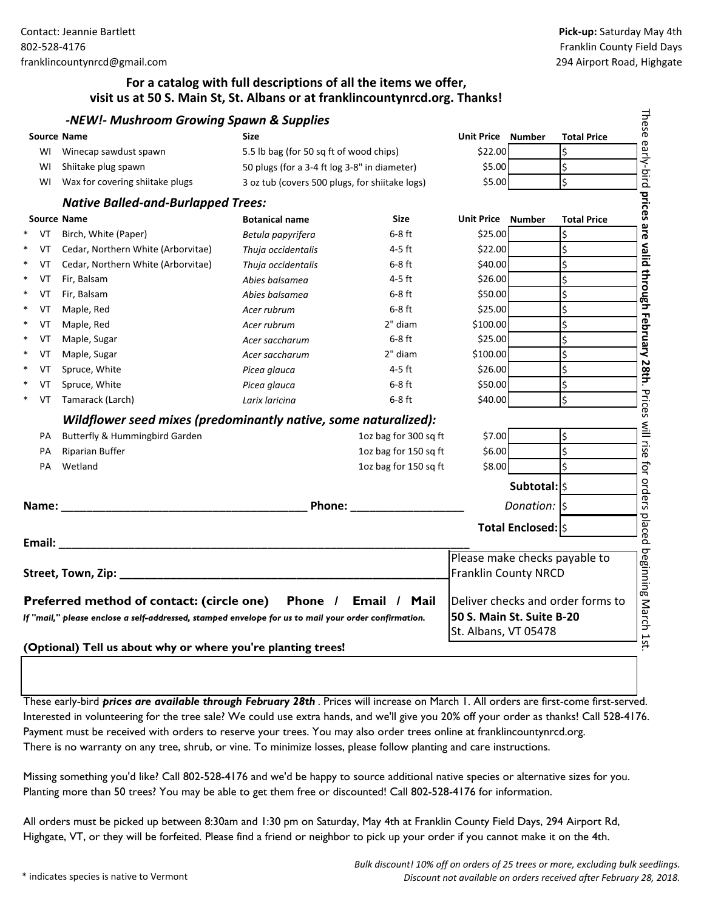Contact: Jeannie Bartlett
802-528-4176
franklincountynrcd@gmail.com

**Pick-up:** Saturday May 4th
Franklin County Field Days
294 Airport Road, Highgate

**For a catalog with full descriptions of all the items we offer, visit us at 50 S. Main St, St. Albans or at franklincountynrcd.org. Thanks!**

### *-NEW!- Mushroom Growing Spawn & Supplies*

| Source | Name | Size | Unit Price | Number | Total Price |
|---|---|---|---|---|---|
| WI | Winecap sawdust spawn | 5.5 lb bag (for 50 sq ft of wood chips) | $22.00 | | $ |
| WI | Shiitake plug spawn | 50 plugs (for a 3-4 ft log 3-8" in diameter) | $5.00 | | $ |
| WI | Wax for covering shiitake plugs | 3 oz tub (covers 500 plugs, for shiitake logs) | $5.00 | | $ |

### *Native Balled-and-Burlapped Trees:*

| | Source | Name | Botanical name | Size | Unit Price | Number | Total Price |
|---|---|---|---|---|---|---|---|
| * | VT | Birch, White (Paper) | *Betula papyrifera* | 6-8 ft | $25.00 | | $ |
| * | VT | Cedar, Northern White (Arborvitae) | *Thuja occidentalis* | 4-5 ft | $22.00 | | $ |
| * | VT | Cedar, Northern White (Arborvitae) | *Thuja occidentalis* | 6-8 ft | $40.00 | | $ |
| * | VT | Fir, Balsam | *Abies balsamea* | 4-5 ft | $26.00 | | $ |
| * | VT | Fir, Balsam | *Abies balsamea* | 6-8 ft | $50.00 | | $ |
| * | VT | Maple, Red | *Acer rubrum* | 6-8 ft | $25.00 | | $ |
| * | VT | Maple, Red | *Acer rubrum* | 2" diam | $100.00 | | $ |
| * | VT | Maple, Sugar | *Acer saccharum* | 6-8 ft | $25.00 | | $ |
| * | VT | Maple, Sugar | *Acer saccharum* | 2" diam | $100.00 | | $ |
| * | VT | Spruce, White | *Picea glauca* | 4-5 ft | $26.00 | | $ |
| * | VT | Spruce, White | *Picea glauca* | 6-8 ft | $50.00 | | $ |
| * | VT | Tamarack (Larch) | *Larix laricina* | 6-8 ft | $40.00 | | $ |

### *Wildflower seed mixes (predominantly native, some naturalized):*

| Source | Name | Size | Unit Price | Number | Total Price |
|---|---|---|---|---|---|
| PA | Butterfly & Hummingbird Garden | 1oz bag for 300 sq ft | $7.00 | | $ |
| PA | Riparian Buffer | 1oz bag for 150 sq ft | $6.00 | | $ |
| PA | Wetland | 1oz bag for 150 sq ft | $8.00 | | $ |

**Subtotal:** $

*Donation:* $

**Total Enclosed:** $

**Name:** ______________________________________ **Phone:** __________________

**Email:** ______________________________________________________________

**Street, Town, Zip:** ___________________________________________________

**Preferred method of contact: (circle one) Phone / Email / Mail**

***If "mail," please enclose a self-addressed, stamped envelope for us to mail your order confirmation.***

Please make checks payable to Franklin County NRCD

Deliver checks and order forms to **50 S. Main St. Suite B-20** St. Albans, VT 05478

These early-bird **prices are valid through February 28th**. Prices will rise for orders placed beginning March 1st.

**(Optional) Tell us about why or where you're planting trees!**

These early-bird ***prices are available through February 28th***. Prices will increase on March 1. All orders are first-come first-served. Interested in volunteering for the tree sale? We could use extra hands, and we'll give you 20% off your order as thanks! Call 528-4176. Payment must be received with orders to reserve your trees. You may also order trees online at franklincountynrcd.org. There is no warranty on any tree, shrub, or vine. To minimize losses, please follow planting and care instructions.

Missing something you'd like? Call 802-528-4176 and we'd be happy to source additional native species or alternative sizes for you. Planting more than 50 trees? You may be able to get them free or discounted! Call 802-528-4176 for information.

All orders must be picked up between 8:30am and 1:30 pm on Saturday, May 4th at Franklin County Field Days, 294 Airport Rd, Highgate, VT, or they will be forfeited. Please find a friend or neighbor to pick up your order if you cannot make it on the 4th.

* indicates species is native to Vermont

*Bulk discount! 10% off on orders of 25 trees or more, excluding bulk seedlings. Discount not available on orders received after February 28, 2018.*